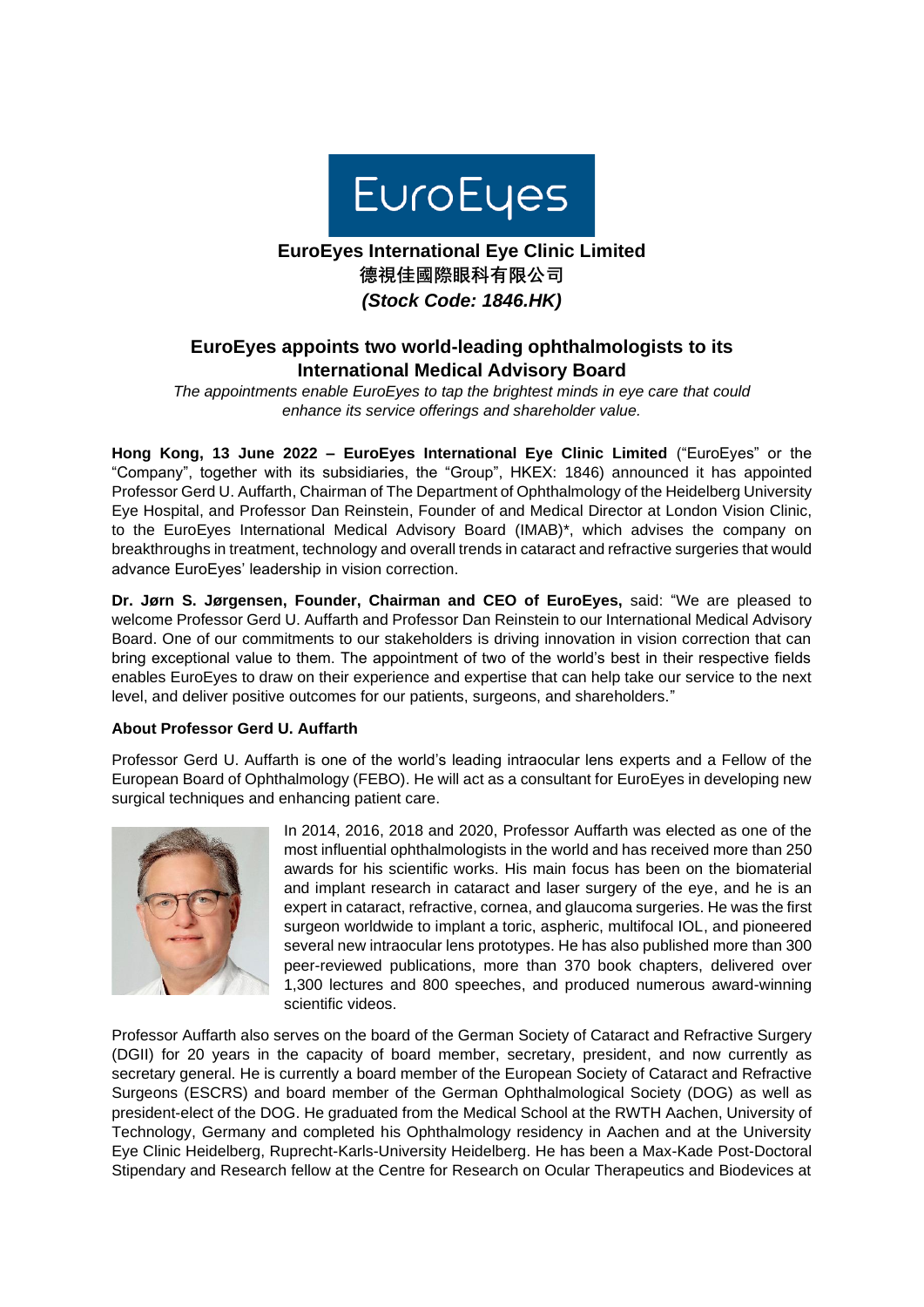**EuroEyes International Eye Clinic Limited**

**德視佳國際眼科有限公司**

***(Stock Code: 1846.HK)***

## EuroEyes appoints two world-leading ophthalmologists to its International Medical Advisory Board

*The appointments enable EuroEyes to tap the brightest minds in eye care that could enhance its service offerings and shareholder value.*

**Hong Kong, 13 June 2022 – EuroEyes International Eye Clinic Limited** ("EuroEyes" or the "Company", together with its subsidiaries, the "Group", HKEX: 1846) announced it has appointed Professor Gerd U. Auffarth, Chairman of The Department of Ophthalmology of the Heidelberg University Eye Hospital, and Professor Dan Reinstein, Founder of and Medical Director at London Vision Clinic, to the EuroEyes International Medical Advisory Board (IMAB)*, which advises the company on breakthroughs in treatment, technology and overall trends in cataract and refractive surgeries that would advance EuroEyes' leadership in vision correction.

**Dr. Jørn S. Jørgensen, Founder, Chairman and CEO of EuroEyes,** said: "We are pleased to welcome Professor Gerd U. Auffarth and Professor Dan Reinstein to our International Medical Advisory Board. One of our commitments to our stakeholders is driving innovation in vision correction that can bring exceptional value to them. The appointment of two of the world's best in their respective fields enables EuroEyes to draw on their experience and expertise that can help take our service to the next level, and deliver positive outcomes for our patients, surgeons, and shareholders."

**About Professor Gerd U. Auffarth**

Professor Gerd U. Auffarth is one of the world's leading intraocular lens experts and a Fellow of the European Board of Ophthalmology (FEBO). He will act as a consultant for EuroEyes in developing new surgical techniques and enhancing patient care.

In 2014, 2016, 2018 and 2020, Professor Auffarth was elected as one of the most influential ophthalmologists in the world and has received more than 250 awards for his scientific works. His main focus has been on the biomaterial and implant research in cataract and laser surgery of the eye, and he is an expert in cataract, refractive, cornea, and glaucoma surgeries. He was the first surgeon worldwide to implant a toric, aspheric, multifocal IOL, and pioneered several new intraocular lens prototypes. He has also published more than 300 peer-reviewed publications, more than 370 book chapters, delivered over 1,300 lectures and 800 speeches, and produced numerous award-winning scientific videos.

Professor Auffarth also serves on the board of the German Society of Cataract and Refractive Surgery (DGII) for 20 years in the capacity of board member, secretary, president, and now currently as secretary general. He is currently a board member of the European Society of Cataract and Refractive Surgeons (ESCRS) and board member of the German Ophthalmological Society (DOG) as well as president-elect of the DOG. He graduated from the Medical School at the RWTH Aachen, University of Technology, Germany and completed his Ophthalmology residency in Aachen and at the University Eye Clinic Heidelberg, Ruprecht-Karls-University Heidelberg. He has been a Max-Kade Post-Doctoral Stipendary and Research fellow at the Centre for Research on Ocular Therapeutics and Biodevices at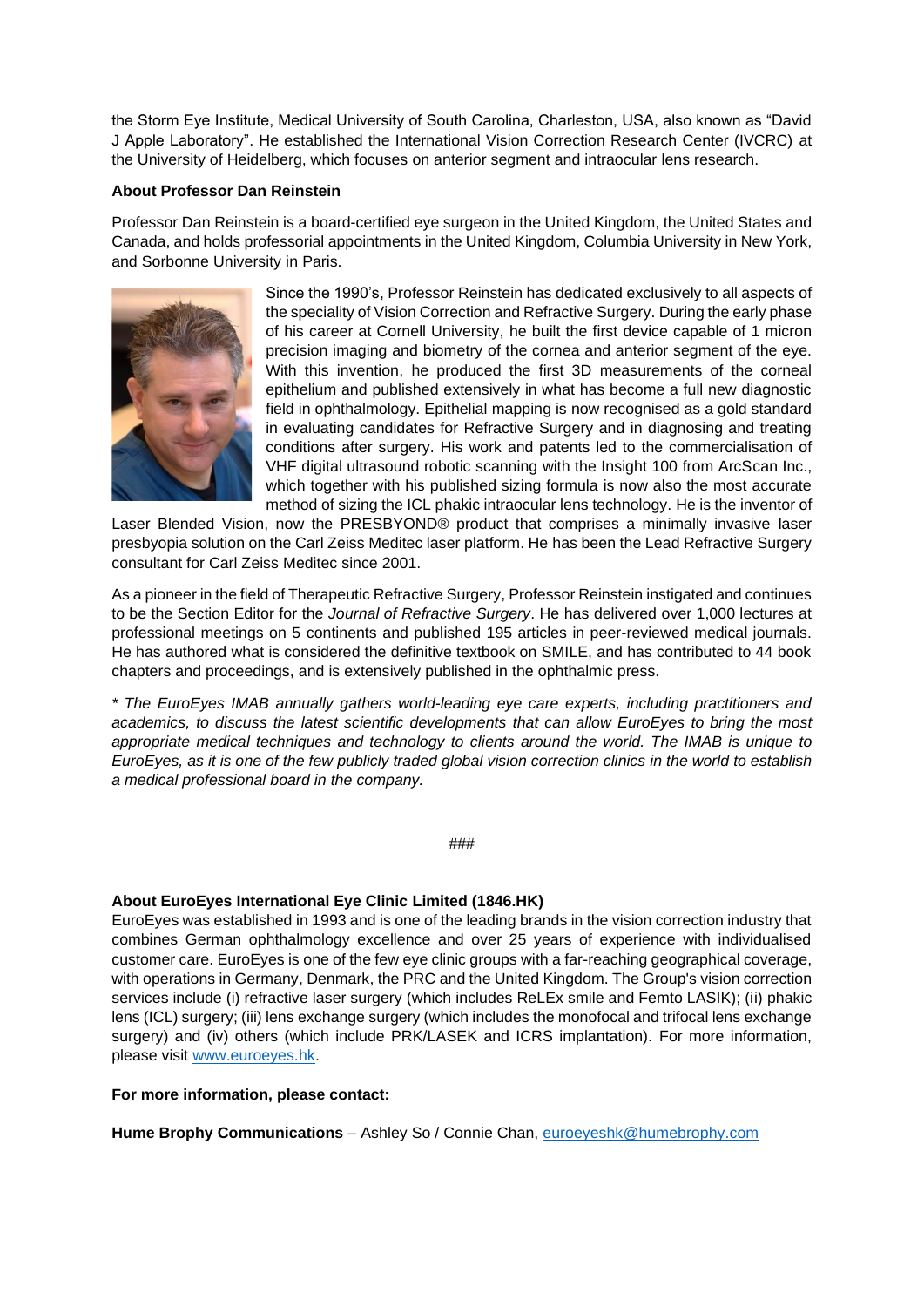the Storm Eye Institute, Medical University of South Carolina, Charleston, USA, also known as "David J Apple Laboratory". He established the International Vision Correction Research Center (IVCRC) at the University of Heidelberg, which focuses on anterior segment and intraocular lens research.

**About Professor Dan Reinstein**

Professor Dan Reinstein is a board-certified eye surgeon in the United Kingdom, the United States and Canada, and holds professorial appointments in the United Kingdom, Columbia University in New York, and Sorbonne University in Paris.

Since the 1990's, Professor Reinstein has dedicated exclusively to all aspects of the speciality of Vision Correction and Refractive Surgery. During the early phase of his career at Cornell University, he built the first device capable of 1 micron precision imaging and biometry of the cornea and anterior segment of the eye. With this invention, he produced the first 3D measurements of the corneal epithelium and published extensively in what has become a full new diagnostic field in ophthalmology. Epithelial mapping is now recognised as a gold standard in evaluating candidates for Refractive Surgery and in diagnosing and treating conditions after surgery. His work and patents led to the commercialisation of VHF digital ultrasound robotic scanning with the Insight 100 from ArcScan Inc., which together with his published sizing formula is now also the most accurate method of sizing the ICL phakic intraocular lens technology. He is the inventor of Laser Blended Vision, now the PRESBYOND® product that comprises a minimally invasive laser presbyopia solution on the Carl Zeiss Meditec laser platform. He has been the Lead Refractive Surgery consultant for Carl Zeiss Meditec since 2001.

As a pioneer in the field of Therapeutic Refractive Surgery, Professor Reinstein instigated and continues to be the Section Editor for the *Journal of Refractive Surgery*. He has delivered over 1,000 lectures at professional meetings on 5 continents and published 195 articles in peer-reviewed medical journals. He has authored what is considered the definitive textbook on SMILE, and has contributed to 44 book chapters and proceedings, and is extensively published in the ophthalmic press.

*\* The EuroEyes IMAB annually gathers world-leading eye care experts, including practitioners and academics, to discuss the latest scientific developments that can allow EuroEyes to bring the most appropriate medical techniques and technology to clients around the world. The IMAB is unique to EuroEyes, as it is one of the few publicly traded global vision correction clinics in the world to establish a medical professional board in the company.*

###

**About EuroEyes International Eye Clinic Limited (1846.HK)**

EuroEyes was established in 1993 and is one of the leading brands in the vision correction industry that combines German ophthalmology excellence and over 25 years of experience with individualised customer care. EuroEyes is one of the few eye clinic groups with a far-reaching geographical coverage, with operations in Germany, Denmark, the PRC and the United Kingdom. The Group's vision correction services include (i) refractive laser surgery (which includes ReLEx smile and Femto LASIK); (ii) phakic lens (ICL) surgery; (iii) lens exchange surgery (which includes the monofocal and trifocal lens exchange surgery) and (iv) others (which include PRK/LASEK and ICRS implantation). For more information, please visit www.euroeyes.hk.

**For more information, please contact:**

**Hume Brophy Communications** – Ashley So / Connie Chan, euroeyeshk@humebrophy.com